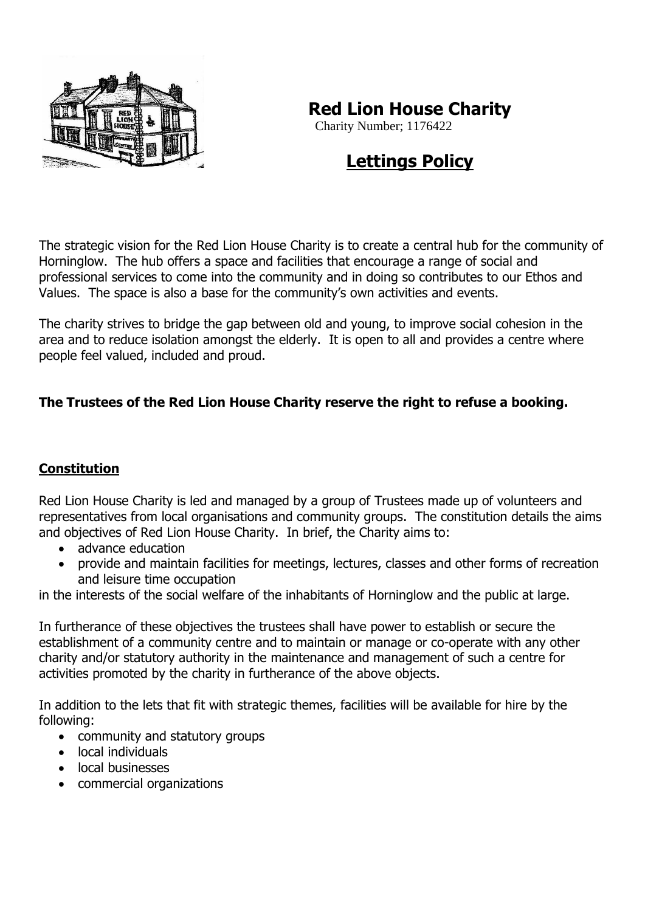# Red Lion House Charity

Charity Number; 1176422

## Lettings Policy

The strategic vision for the Red Lion House Charity is to create a central hub for the community of Horninglow. The hub offers a space and facilities that encourage a range of social and professional services to come into the community and in doing so contributes to our Ethos and Values. The space is also a base for the community's own activities and events.

The charity strives to bridge the gap between old and young, to improve social cohesion in the area and to reduce isolation amongst the elderly. It is open to all and provides a centre where people feel valued, included and proud.

**The Trustees of the Red Lion House Charity reserve the right to refuse a booking.**

### Constitution

Red Lion House Charity is led and managed by a group of Trustees made up of volunteers and representatives from local organisations and community groups. The constitution details the aims and objectives of Red Lion House Charity. In brief, the Charity aims to:

- advance education
- provide and maintain facilities for meetings, lectures, classes and other forms of recreation and leisure time occupation

in the interests of the social welfare of the inhabitants of Horninglow and the public at large.

In furtherance of these objectives the trustees shall have power to establish or secure the establishment of a community centre and to maintain or manage or co-operate with any other charity and/or statutory authority in the maintenance and management of such a centre for activities promoted by the charity in furtherance of the above objects.

In addition to the lets that fit with strategic themes, facilities will be available for hire by the following:

- community and statutory groups
- local individuals
- local businesses
- commercial organizations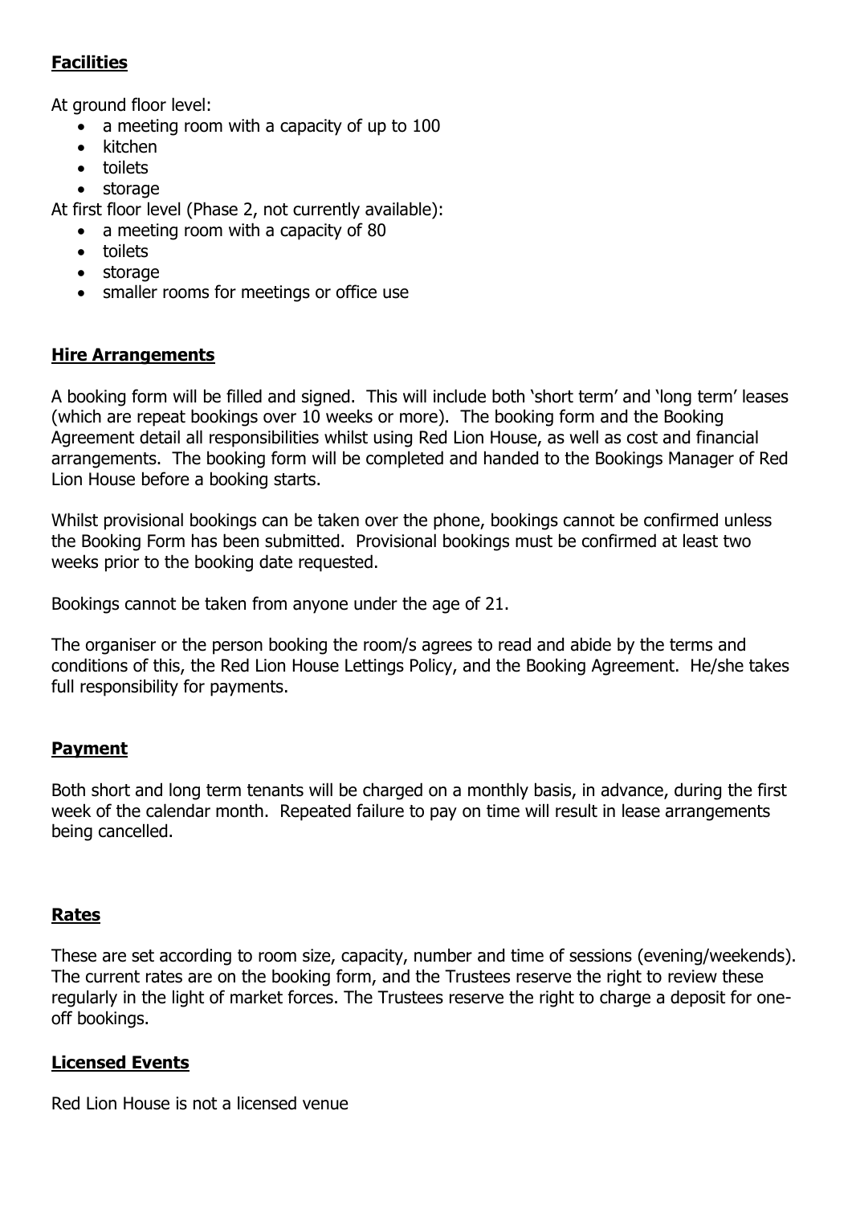## Facilities

At ground floor level:

- a meeting room with a capacity of up to 100
- kitchen
- toilets
- storage

At first floor level (Phase 2, not currently available):

- a meeting room with a capacity of 80
- toilets
- storage
- smaller rooms for meetings or office use

## Hire Arrangements

A booking form will be filled and signed. This will include both 'short term' and 'long term' leases (which are repeat bookings over 10 weeks or more). The booking form and the Booking Agreement detail all responsibilities whilst using Red Lion House, as well as cost and financial arrangements. The booking form will be completed and handed to the Bookings Manager of Red Lion House before a booking starts.

Whilst provisional bookings can be taken over the phone, bookings cannot be confirmed unless the Booking Form has been submitted. Provisional bookings must be confirmed at least two weeks prior to the booking date requested.

Bookings cannot be taken from anyone under the age of 21.

The organiser or the person booking the room/s agrees to read and abide by the terms and conditions of this, the Red Lion House Lettings Policy, and the Booking Agreement. He/she takes full responsibility for payments.

## Payment

Both short and long term tenants will be charged on a monthly basis, in advance, during the first week of the calendar month. Repeated failure to pay on time will result in lease arrangements being cancelled.

## Rates

These are set according to room size, capacity, number and time of sessions (evening/weekends). The current rates are on the booking form, and the Trustees reserve the right to review these regularly in the light of market forces. The Trustees reserve the right to charge a deposit for one-off bookings.

## Licensed Events

Red Lion House is not a licensed venue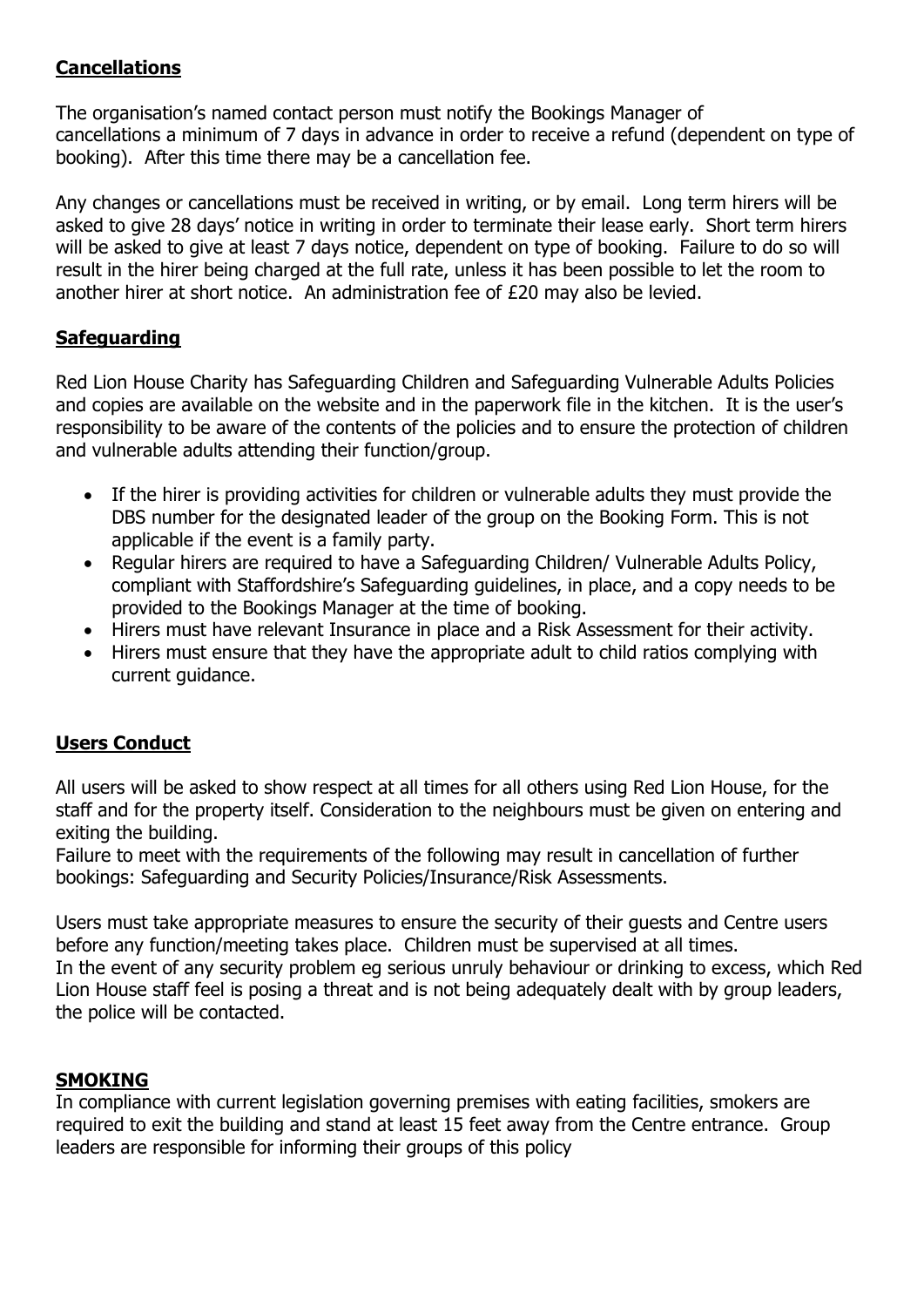## **Cancellations**

The organisation's named contact person must notify the Bookings Manager of cancellations a minimum of 7 days in advance in order to receive a refund (dependent on type of booking). After this time there may be a cancellation fee.

Any changes or cancellations must be received in writing, or by email. Long term hirers will be asked to give 28 days' notice in writing in order to terminate their lease early. Short term hirers will be asked to give at least 7 days notice, dependent on type of booking. Failure to do so will result in the hirer being charged at the full rate, unless it has been possible to let the room to another hirer at short notice. An administration fee of £20 may also be levied.

## **Safeguarding**

Red Lion House Charity has Safeguarding Children and Safeguarding Vulnerable Adults Policies and copies are available on the website and in the paperwork file in the kitchen. It is the user's responsibility to be aware of the contents of the policies and to ensure the protection of children and vulnerable adults attending their function/group.

- If the hirer is providing activities for children or vulnerable adults they must provide the DBS number for the designated leader of the group on the Booking Form. This is not applicable if the event is a family party.
- Regular hirers are required to have a Safeguarding Children/ Vulnerable Adults Policy, compliant with Staffordshire's Safeguarding guidelines, in place, and a copy needs to be provided to the Bookings Manager at the time of booking.
- Hirers must have relevant Insurance in place and a Risk Assessment for their activity.
- Hirers must ensure that they have the appropriate adult to child ratios complying with current guidance.

## **Users Conduct**

All users will be asked to show respect at all times for all others using Red Lion House, for the staff and for the property itself. Consideration to the neighbours must be given on entering and exiting the building.
Failure to meet with the requirements of the following may result in cancellation of further bookings: Safeguarding and Security Policies/Insurance/Risk Assessments.

Users must take appropriate measures to ensure the security of their guests and Centre users before any function/meeting takes place. Children must be supervised at all times.
In the event of any security problem eg serious unruly behaviour or drinking to excess, which Red Lion House staff feel is posing a threat and is not being adequately dealt with by group leaders, the police will be contacted.

## **SMOKING**

In compliance with current legislation governing premises with eating facilities, smokers are required to exit the building and stand at least 15 feet away from the Centre entrance. Group leaders are responsible for informing their groups of this policy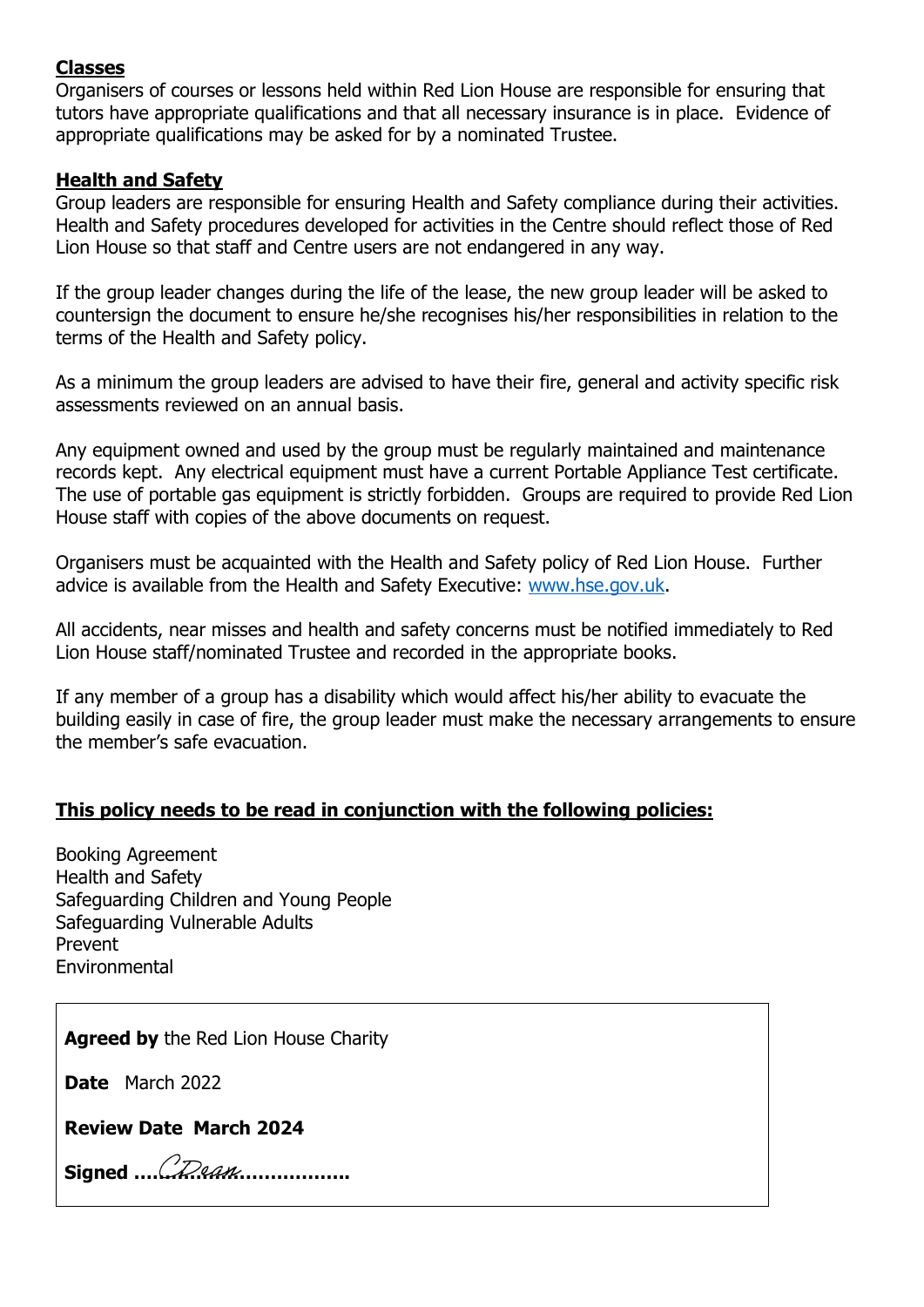**Classes**

Organisers of courses or lessons held within Red Lion House are responsible for ensuring that tutors have appropriate qualifications and that all necessary insurance is in place. Evidence of appropriate qualifications may be asked for by a nominated Trustee.

**Health and Safety**

Group leaders are responsible for ensuring Health and Safety compliance during their activities. Health and Safety procedures developed for activities in the Centre should reflect those of Red Lion House so that staff and Centre users are not endangered in any way.

If the group leader changes during the life of the lease, the new group leader will be asked to countersign the document to ensure he/she recognises his/her responsibilities in relation to the terms of the Health and Safety policy.

As a minimum the group leaders are advised to have their fire, general and activity specific risk assessments reviewed on an annual basis.

Any equipment owned and used by the group must be regularly maintained and maintenance records kept. Any electrical equipment must have a current Portable Appliance Test certificate. The use of portable gas equipment is strictly forbidden. Groups are required to provide Red Lion House staff with copies of the above documents on request.

Organisers must be acquainted with the Health and Safety policy of Red Lion House. Further advice is available from the Health and Safety Executive: www.hse.gov.uk.

All accidents, near misses and health and safety concerns must be notified immediately to Red Lion House staff/nominated Trustee and recorded in the appropriate books.

If any member of a group has a disability which would affect his/her ability to evacuate the building easily in case of fire, the group leader must make the necessary arrangements to ensure the member's safe evacuation.

**This policy needs to be read in conjunction with the following policies:**

Booking Agreement
Health and Safety
Safeguarding Children and Young People
Safeguarding Vulnerable Adults
Prevent
Environmental

**Agreed by** the Red Lion House Charity

**Date** March 2022

**Review Date March 2024**

**Signed** ……C Dean……………….